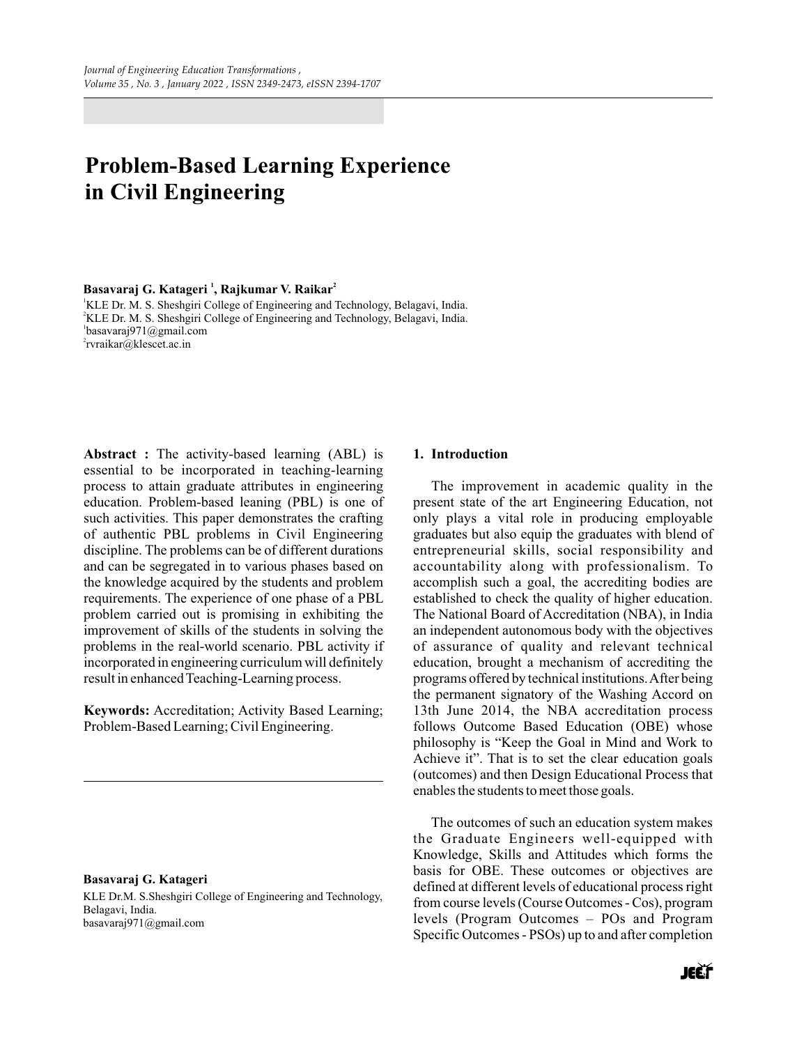# Problem-Based Learning Experience in Civil Engineering

**Basavaraj G. Katageri [1], Rajkumar V. Raikar[2]**

[1]KLE Dr. M. S. Sheshgiri College of Engineering and Technology, Belagavi, India.
[2]KLE Dr. M. S. Sheshgiri College of Engineering and Technology, Belagavi, India.
[1]basavaraj971@gmail.com
[2]rvraikar@klescet.ac.in

**Abstract :** The activity-based learning (ABL) is essential to be incorporated in teaching-learning process to attain graduate attributes in engineering education. Problem-based leaning (PBL) is one of such activities. This paper demonstrates the crafting of authentic PBL problems in Civil Engineering discipline. The problems can be of different durations and can be segregated in to various phases based on the knowledge acquired by the students and problem requirements. The experience of one phase of a PBL problem carried out is promising in exhibiting the improvement of skills of the students in solving the problems in the real-world scenario. PBL activity if incorporated in engineering curriculum will definitely result in enhanced Teaching-Learning process.

**Keywords:** Accreditation; Activity Based Learning; Problem-Based Learning; Civil Engineering.

**Basavaraj G. Katageri**
KLE Dr.M. S.Sheshgiri College of Engineering and Technology, Belagavi, India.
basavaraj971@gmail.com

## 1. Introduction

The improvement in academic quality in the present state of the art Engineering Education, not only plays a vital role in producing employable graduates but also equip the graduates with blend of entrepreneurial skills, social responsibility and accountability along with professionalism. To accomplish such a goal, the accrediting bodies are established to check the quality of higher education. The National Board of Accreditation (NBA), in India an independent autonomous body with the objectives of assurance of quality and relevant technical education, brought a mechanism of accrediting the programs offered by technical institutions. After being the permanent signatory of the Washing Accord on 13th June 2014, the NBA accreditation process follows Outcome Based Education (OBE) whose philosophy is "Keep the Goal in Mind and Work to Achieve it". That is to set the clear education goals (outcomes) and then Design Educational Process that enables the students to meet those goals.

The outcomes of such an education system makes the Graduate Engineers well-equipped with Knowledge, Skills and Attitudes which forms the basis for OBE. These outcomes or objectives are defined at different levels of educational process right from course levels (Course Outcomes - Cos), program levels (Program Outcomes – POs and Program Specific Outcomes - PSOs) up to and after completion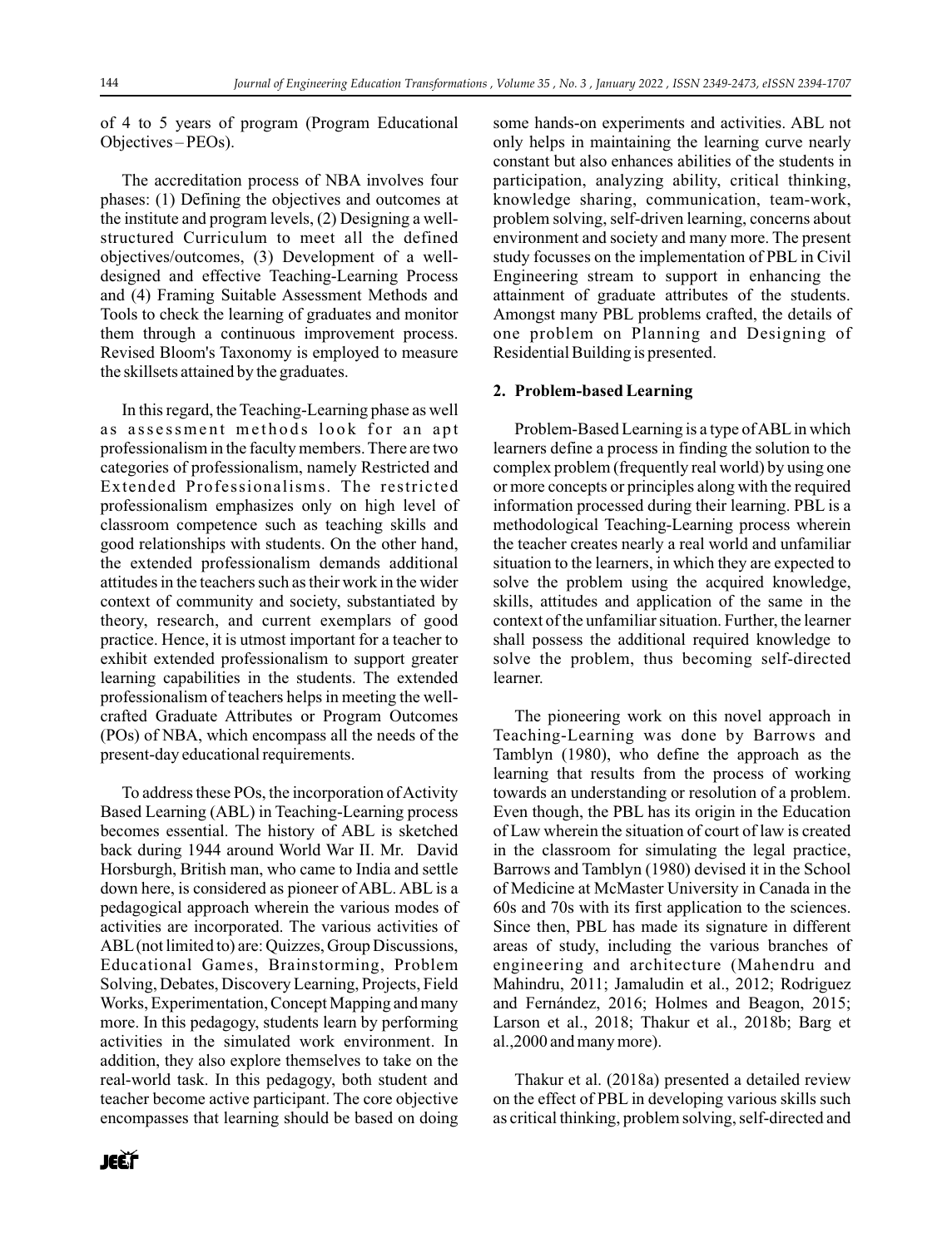of 4 to 5 years of program (Program Educational Objectives – PEOs).

The accreditation process of NBA involves four phases: (1) Defining the objectives and outcomes at the institute and program levels, (2) Designing a well-structured Curriculum to meet all the defined objectives/outcomes, (3) Development of a well-designed and effective Teaching-Learning Process and (4) Framing Suitable Assessment Methods and Tools to check the learning of graduates and monitor them through a continuous improvement process. Revised Bloom's Taxonomy is employed to measure the skillsets attained by the graduates.

In this regard, the Teaching-Learning phase as well as assessment methods look for an apt professionalism in the faculty members. There are two categories of professionalism, namely Restricted and Extended Professionalisms. The restricted professionalism emphasizes only on high level of classroom competence such as teaching skills and good relationships with students. On the other hand, the extended professionalism demands additional attitudes in the teachers such as their work in the wider context of community and society, substantiated by theory, research, and current exemplars of good practice. Hence, it is utmost important for a teacher to exhibit extended professionalism to support greater learning capabilities in the students. The extended professionalism of teachers helps in meeting the well-crafted Graduate Attributes or Program Outcomes (POs) of NBA, which encompass all the needs of the present-day educational requirements.

To address these POs, the incorporation of Activity Based Learning (ABL) in Teaching-Learning process becomes essential. The history of ABL is sketched back during 1944 around World War II. Mr. David Horsburgh, British man, who came to India and settle down here, is considered as pioneer of ABL. ABL is a pedagogical approach wherein the various modes of activities are incorporated. The various activities of ABL (not limited to) are: Quizzes, Group Discussions, Educational Games, Brainstorming, Problem Solving, Debates, Discovery Learning, Projects, Field Works, Experimentation, Concept Mapping and many more. In this pedagogy, students learn by performing activities in the simulated work environment. In addition, they also explore themselves to take on the real-world task. In this pedagogy, both student and teacher become active participant. The core objective encompasses that learning should be based on doing some hands-on experiments and activities. ABL not only helps in maintaining the learning curve nearly constant but also enhances abilities of the students in participation, analyzing ability, critical thinking, knowledge sharing, communication, team-work, problem solving, self-driven learning, concerns about environment and society and many more. The present study focusses on the implementation of PBL in Civil Engineering stream to support in enhancing the attainment of graduate attributes of the students. Amongst many PBL problems crafted, the details of one problem on Planning and Designing of Residential Building is presented.

## 2. Problem-based Learning

Problem-Based Learning is a type of ABL in which learners define a process in finding the solution to the complex problem (frequently real world) by using one or more concepts or principles along with the required information processed during their learning. PBL is a methodological Teaching-Learning process wherein the teacher creates nearly a real world and unfamiliar situation to the learners, in which they are expected to solve the problem using the acquired knowledge, skills, attitudes and application of the same in the context of the unfamiliar situation. Further, the learner shall possess the additional required knowledge to solve the problem, thus becoming self-directed learner.

The pioneering work on this novel approach in Teaching-Learning was done by Barrows and Tamblyn (1980), who define the approach as the learning that results from the process of working towards an understanding or resolution of a problem. Even though, the PBL has its origin in the Education of Law wherein the situation of court of law is created in the classroom for simulating the legal practice, Barrows and Tamblyn (1980) devised it in the School of Medicine at McMaster University in Canada in the 60s and 70s with its first application to the sciences. Since then, PBL has made its signature in different areas of study, including the various branches of engineering and architecture (Mahendru and Mahindru, 2011; Jamaludin et al., 2012; Rodriguez and Fernández, 2016; Holmes and Beagon, 2015; Larson et al., 2018; Thakur et al., 2018b; Barg et al.,2000 and many more).

Thakur et al. (2018a) presented a detailed review on the effect of PBL in developing various skills such as critical thinking, problem solving, self-directed and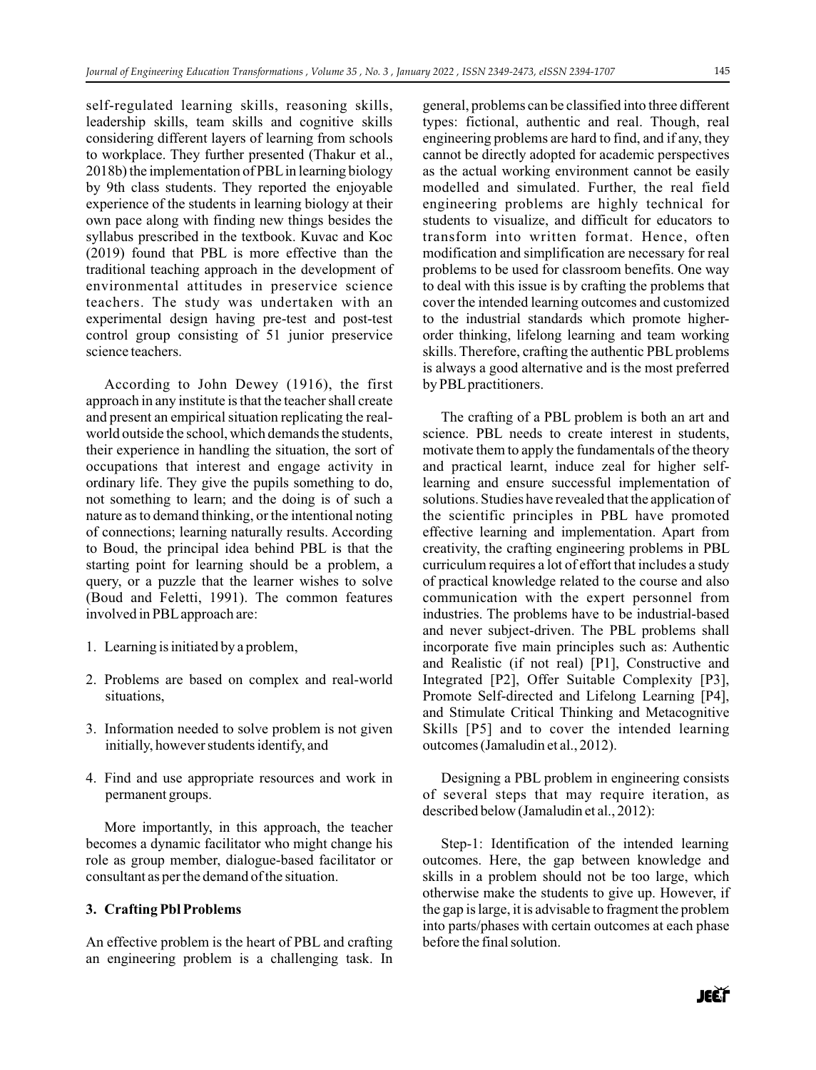self-regulated learning skills, reasoning skills, leadership skills, team skills and cognitive skills considering different layers of learning from schools to workplace. They further presented (Thakur et al., 2018b) the implementation of PBL in learning biology by 9th class students. They reported the enjoyable experience of the students in learning biology at their own pace along with finding new things besides the syllabus prescribed in the textbook. Kuvac and Koc (2019) found that PBL is more effective than the traditional teaching approach in the development of environmental attitudes in preservice science teachers. The study was undertaken with an experimental design having pre-test and post-test control group consisting of 51 junior preservice science teachers.

According to John Dewey (1916), the first approach in any institute is that the teacher shall create and present an empirical situation replicating the real-world outside the school, which demands the students, their experience in handling the situation, the sort of occupations that interest and engage activity in ordinary life. They give the pupils something to do, not something to learn; and the doing is of such a nature as to demand thinking, or the intentional noting of connections; learning naturally results. According to Boud, the principal idea behind PBL is that the starting point for learning should be a problem, a query, or a puzzle that the learner wishes to solve (Boud and Feletti, 1991). The common features involved in PBL approach are:

1. Learning is initiated by a problem,
2. Problems are based on complex and real-world situations,
3. Information needed to solve problem is not given initially, however students identify, and
4. Find and use appropriate resources and work in permanent groups.

More importantly, in this approach, the teacher becomes a dynamic facilitator who might change his role as group member, dialogue-based facilitator or consultant as per the demand of the situation.

## 3. Crafting Pbl Problems

An effective problem is the heart of PBL and crafting an engineering problem is a challenging task. In general, problems can be classified into three different types: fictional, authentic and real. Though, real engineering problems are hard to find, and if any, they cannot be directly adopted for academic perspectives as the actual working environment cannot be easily modelled and simulated. Further, the real field engineering problems are highly technical for students to visualize, and difficult for educators to transform into written format. Hence, often modification and simplification are necessary for real problems to be used for classroom benefits. One way to deal with this issue is by crafting the problems that cover the intended learning outcomes and customized to the industrial standards which promote higher-order thinking, lifelong learning and team working skills. Therefore, crafting the authentic PBL problems is always a good alternative and is the most preferred by PBL practitioners.

The crafting of a PBL problem is both an art and science. PBL needs to create interest in students, motivate them to apply the fundamentals of the theory and practical learnt, induce zeal for higher self-learning and ensure successful implementation of solutions. Studies have revealed that the application of the scientific principles in PBL have promoted effective learning and implementation. Apart from creativity, the crafting engineering problems in PBL curriculum requires a lot of effort that includes a study of practical knowledge related to the course and also communication with the expert personnel from industries. The problems have to be industrial-based and never subject-driven. The PBL problems shall incorporate five main principles such as: Authentic and Realistic (if not real) [P1], Constructive and Integrated [P2], Offer Suitable Complexity [P3], Promote Self-directed and Lifelong Learning [P4], and Stimulate Critical Thinking and Metacognitive Skills [P5] and to cover the intended learning outcomes (Jamaludin et al., 2012).

Designing a PBL problem in engineering consists of several steps that may require iteration, as described below (Jamaludin et al., 2012):

Step-1: Identification of the intended learning outcomes. Here, the gap between knowledge and skills in a problem should not be too large, which otherwise make the students to give up. However, if the gap is large, it is advisable to fragment the problem into parts/phases with certain outcomes at each phase before the final solution.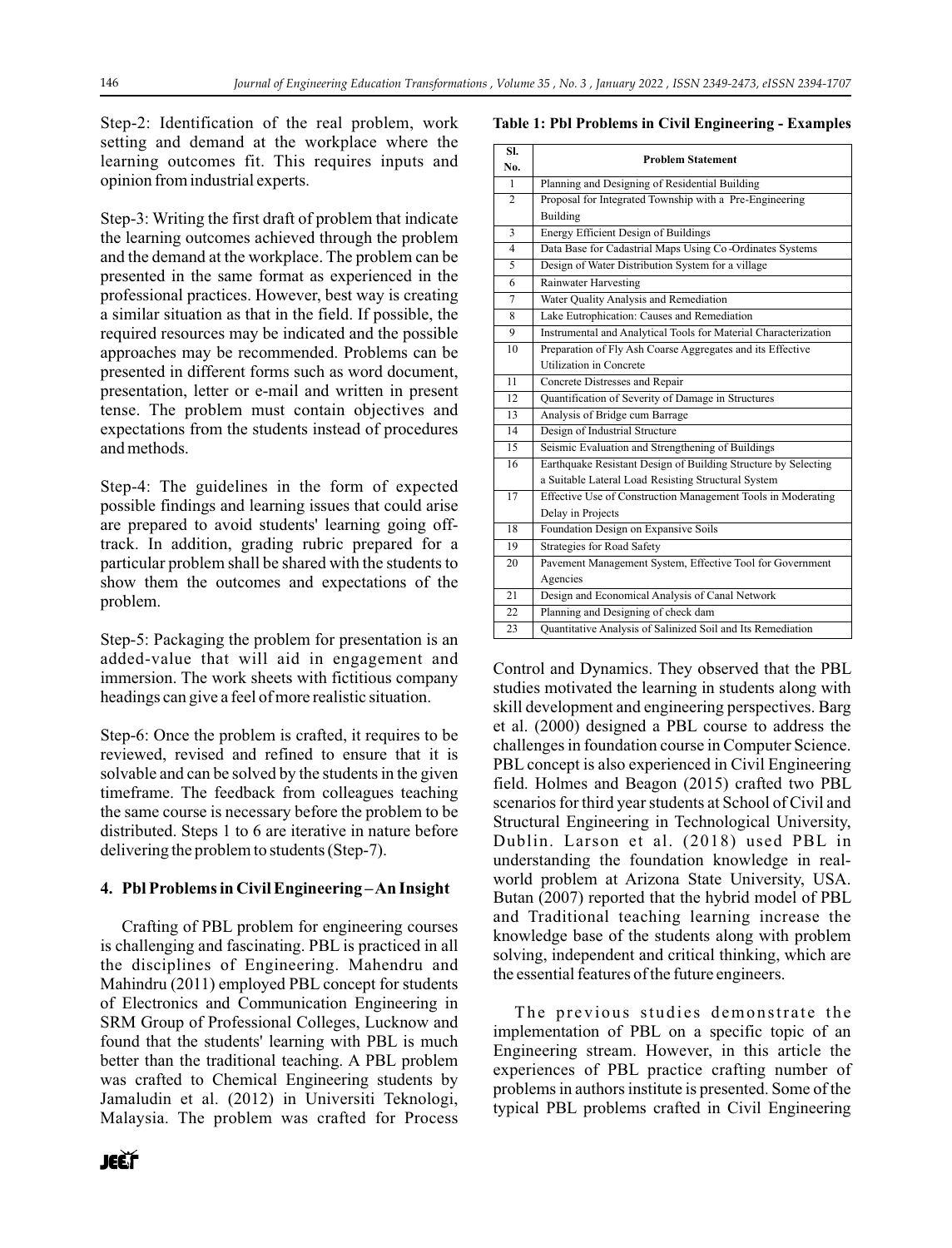Step-2: Identification of the real problem, work setting and demand at the workplace where the learning outcomes fit. This requires inputs and opinion from industrial experts.

Step-3: Writing the first draft of problem that indicate the learning outcomes achieved through the problem and the demand at the workplace. The problem can be presented in the same format as experienced in the professional practices. However, best way is creating a similar situation as that in the field. If possible, the required resources may be indicated and the possible approaches may be recommended. Problems can be presented in different forms such as word document, presentation, letter or e-mail and written in present tense. The problem must contain objectives and expectations from the students instead of procedures and methods.

Step-4: The guidelines in the form of expected possible findings and learning issues that could arise are prepared to avoid students' learning going off-track. In addition, grading rubric prepared for a particular problem shall be shared with the students to show them the outcomes and expectations of the problem.

Step-5: Packaging the problem for presentation is an added-value that will aid in engagement and immersion. The work sheets with fictitious company headings can give a feel of more realistic situation.

Step-6: Once the problem is crafted, it requires to be reviewed, revised and refined to ensure that it is solvable and can be solved by the students in the given timeframe. The feedback from colleagues teaching the same course is necessary before the problem to be distributed. Steps 1 to 6 are iterative in nature before delivering the problem to students (Step-7).

## 4. Pbl Problems in Civil Engineering – An Insight

Crafting of PBL problem for engineering courses is challenging and fascinating. PBL is practiced in all the disciplines of Engineering. Mahendru and Mahindru (2011) employed PBL concept for students of Electronics and Communication Engineering in SRM Group of Professional Colleges, Lucknow and found that the students' learning with PBL is much better than the traditional teaching. A PBL problem was crafted to Chemical Engineering students by Jamaludin et al. (2012) in Universiti Teknologi, Malaysia. The problem was crafted for Process Control and Dynamics. They observed that the PBL studies motivated the learning in students along with skill development and engineering perspectives. Barg et al. (2000) designed a PBL course to address the challenges in foundation course in Computer Science. PBL concept is also experienced in Civil Engineering field. Holmes and Beagon (2015) crafted two PBL scenarios for third year students at School of Civil and Structural Engineering in Technological University, Dublin. Larson et al. (2018) used PBL in understanding the foundation knowledge in real-world problem at Arizona State University, USA. Butan (2007) reported that the hybrid model of PBL and Traditional teaching learning increase the knowledge base of the students along with problem solving, independent and critical thinking, which are the essential features of the future engineers.

The previous studies demonstrate the implementation of PBL on a specific topic of an Engineering stream. However, in this article the experiences of PBL practice crafting number of problems in authors institute is presented. Some of the typical PBL problems crafted in Civil Engineering

**Table 1: Pbl Problems in Civil Engineering - Examples**

| Sl. No. | Problem Statement |
|---|---|
| 1 | Planning and Designing of Residential Building |
| 2 | Proposal for Integrated Township with a Pre-Engineering Building |
| 3 | Energy Efficient Design of Buildings |
| 4 | Data Base for Cadastrial Maps Using Co-Ordinates Systems |
| 5 | Design of Water Distribution System for a village |
| 6 | Rainwater Harvesting |
| 7 | Water Quality Analysis and Remediation |
| 8 | Lake Eutrophication: Causes and Remediation |
| 9 | Instrumental and Analytical Tools for Material Characterization |
| 10 | Preparation of Fly Ash Coarse Aggregates and its Effective Utilization in Concrete |
| 11 | Concrete Distresses and Repair |
| 12 | Quantification of Severity of Damage in Structures |
| 13 | Analysis of Bridge cum Barrage |
| 14 | Design of Industrial Structure |
| 15 | Seismic Evaluation and Strengthening of Buildings |
| 16 | Earthquake Resistant Design of Building Structure by Selecting a Suitable Lateral Load Resisting Structural System |
| 17 | Effective Use of Construction Management Tools in Moderating Delay in Projects |
| 18 | Foundation Design on Expansive Soils |
| 19 | Strategies for Road Safety |
| 20 | Pavement Management System, Effective Tool for Government Agencies |
| 21 | Design and Economical Analysis of Canal Network |
| 22 | Planning and Designing of check dam |
| 23 | Quantitative Analysis of Salinized Soil and Its Remediation |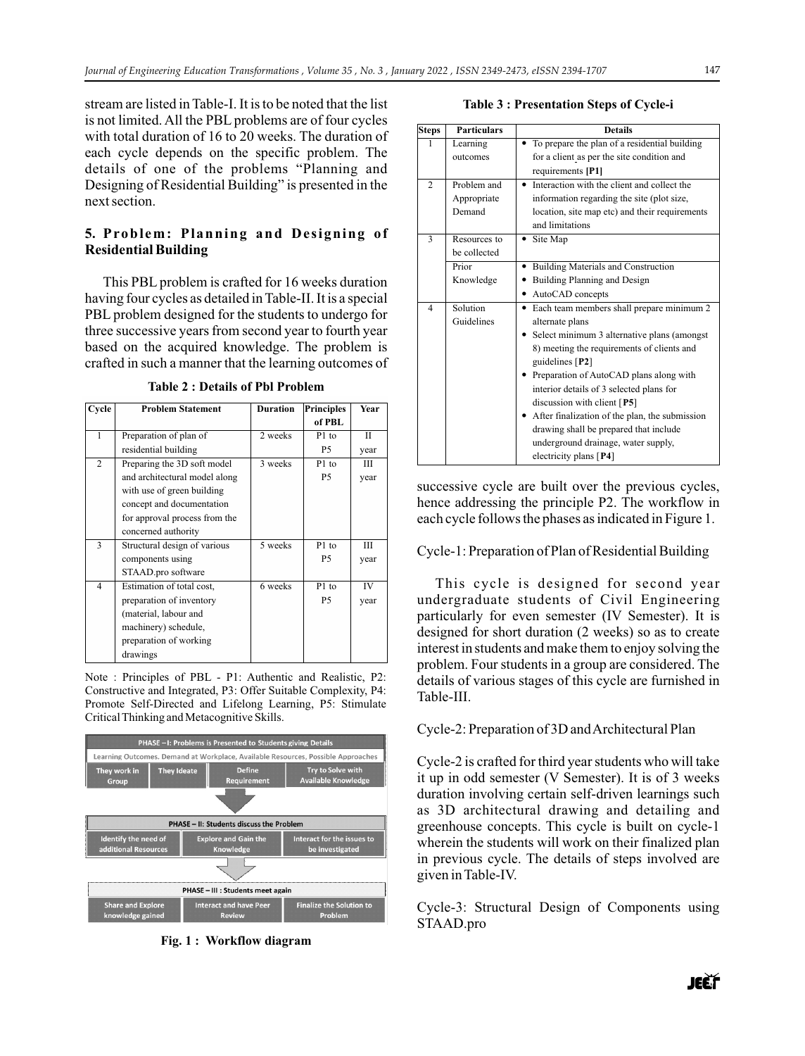stream are listed in Table-I. It is to be noted that the list is not limited. All the PBL problems are of four cycles with total duration of 16 to 20 weeks. The duration of each cycle depends on the specific problem. The details of one of the problems "Planning and Designing of Residential Building" is presented in the next section.

## 5. Problem: Planning and Designing of Residential Building

This PBL problem is crafted for 16 weeks duration having four cycles as detailed in Table-II. It is a special PBL problem designed for the students to undergo for three successive years from second year to fourth year based on the acquired knowledge. The problem is crafted in such a manner that the learning outcomes of successive cycle are built over the previous cycles, hence addressing the principle P2. The workflow in each cycle follows the phases as indicated in Figure 1.

**Table 2 : Details of Pbl Problem**

| Cycle | Problem Statement | Duration | Principles of PBL | Year |
|---|---|---|---|---|
| 1 | Preparation of plan of residential building | 2 weeks | P1 to P5 | II year |
| 2 | Preparing the 3D soft model and architectural model along with use of green building concept and documentation for approval process from the concerned authority | 3 weeks | P1 to P5 | III year |
| 3 | Structural design of various components using STAAD.pro software | 5 weeks | P1 to P5 | III year |
| 4 | Estimation of total cost, preparation of inventory (material, labour and machinery) schedule, preparation of working drawings | 6 weeks | P1 to P5 | IV year |

Note : Principles of PBL - P1: Authentic and Realistic, P2: Constructive and Integrated, P3: Offer Suitable Complexity, P4: Promote Self-Directed and Lifelong Learning, P5: Stimulate Critical Thinking and Metacognitive Skills.

PHASE – I: Problems is Presented to Students giving Details

Learning Outcomes. Demand at Workplace, Available Resources, Possible Approaches

They work in Group | They Ideate | Define Requirement | Try to Solve with Available Knowledge

PHASE – II: Students discuss the Problem

Identify the need of additional Resources | Explore and Gain the Knowledge | Interact for the issues to be investigated

PHASE – III : Students meet again

Share and Explore knowledge gained | Interact and have Peer Review | Finalize the Solution to Problem

**Fig. 1 : Workflow diagram**

**Table 3 : Presentation Steps of Cycle-i**

| Steps | Particulars | Details |
|---|---|---|
| 1 | Learning outcomes | • To prepare the plan of a residential building for a client as per the site condition and requirements **[P1]** |
| 2 | Problem and Appropriate Demand | • Interaction with the client and collect the information regarding the site (plot size, location, site map etc) and their requirements and limitations |
| 3 | Resources to be collected | • Site Map |
| | Prior Knowledge | • Building Materials and Construction<br>• Building Planning and Design<br>• AutoCAD concepts |
| 4 | Solution Guidelines | • Each team members shall prepare minimum 2 alternate plans<br>• Select minimum 3 alternative plans (amongst 8) meeting the requirements of clients and guidelines [**P2**]<br>• Preparation of AutoCAD plans along with interior details of 3 selected plans for discussion with client [**P5**]<br>• After finalization of the plan, the submission drawing shall be prepared that include underground drainage, water supply, electricity plans [**P4**] |

Cycle-1: Preparation of Plan of Residential Building

This cycle is designed for second year undergraduate students of Civil Engineering particularly for even semester (IV Semester). It is designed for short duration (2 weeks) so as to create interest in students and make them to enjoy solving the problem. Four students in a group are considered. The details of various stages of this cycle are furnished in Table-III.

Cycle-2: Preparation of 3D and Architectural Plan

Cycle-2 is crafted for third year students who will take it up in odd semester (V Semester). It is of 3 weeks duration involving certain self-driven learnings such as 3D architectural drawing and detailing and greenhouse concepts. This cycle is built on cycle-1 wherein the students will work on their finalized plan in previous cycle. The details of steps involved are given in Table-IV.

Cycle-3: Structural Design of Components using STAAD.pro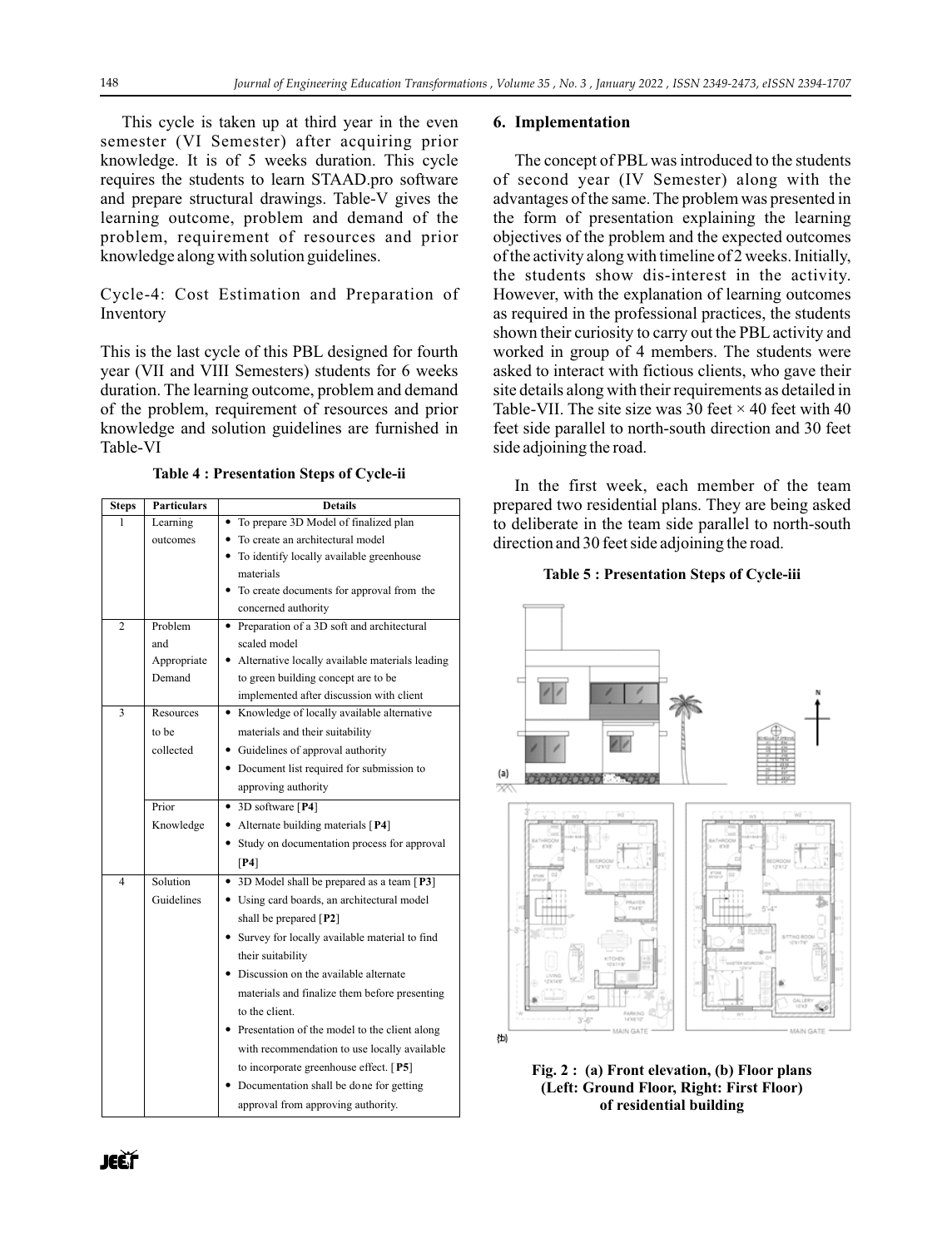This cycle is taken up at third year in the even semester (VI Semester) after acquiring prior knowledge. It is of 5 weeks duration. This cycle requires the students to learn STAAD.pro software and prepare structural drawings. Table-V gives the learning outcome, problem and demand of the problem, requirement of resources and prior knowledge along with solution guidelines.

Cycle-4: Cost Estimation and Preparation of Inventory

This is the last cycle of this PBL designed for fourth year (VII and VIII Semesters) students for 6 weeks duration. The learning outcome, problem and demand of the problem, requirement of resources and prior knowledge and solution guidelines are furnished in Table-VI

**Table 4 : Presentation Steps of Cycle-ii**

| Steps | Particulars | Details |
|---|---|---|
| 1 | Learning outcomes | • To prepare 3D Model of finalized plan<br>• To create an architectural model<br>• To identify locally available greenhouse materials<br>• To create documents for approval from the concerned authority |
| 2 | Problem and Appropriate Demand | • Preparation of a 3D soft and architectural scaled model<br>• Alternative locally available materials leading to green building concept are to be implemented after discussion with client |
| 3 | Resources to be collected | • Knowledge of locally available alternative materials and their suitability<br>• Guidelines of approval authority<br>• Document list required for submission to approving authority |
| | Prior Knowledge | • 3D software [**P4**]<br>• Alternate building materials [**P4**]<br>• Study on documentation process for approval [**P4**] |
| 4 | Solution Guidelines | • 3D Model shall be prepared as a team [**P3**]<br>• Using card boards, an architectural model shall be prepared [**P2**]<br>• Survey for locally available material to find their suitability<br>• Discussion on the available alternate materials and finalize them before presenting to the client.<br>• Presentation of the model to the client along with recommendation to use locally available to incorporate greenhouse effect. [**P5**]<br>• Documentation shall be done for getting approval from approving authority. |

## 6. Implementation

The concept of PBL was introduced to the students of second year (IV Semester) along with the advantages of the same. The problem was presented in the form of presentation explaining the learning objectives of the problem and the expected outcomes of the activity along with timeline of 2 weeks. Initially, the students show dis-interest in the activity. However, with the explanation of learning outcomes as required in the professional practices, the students shown their curiosity to carry out the PBL activity and worked in group of 4 members. The students were asked to interact with fictious clients, who gave their site details along with their requirements as detailed in Table-VII. The site size was 30 feet × 40 feet with 40 feet side parallel to north-south direction and 30 feet side adjoining the road.

In the first week, each member of the team prepared two residential plans. They are being asked to deliberate in the team side parallel to north-south direction and 30 feet side adjoining the road.

**Table 5 : Presentation Steps of Cycle-iii**

**Fig. 2 : (a) Front elevation, (b) Floor plans (Left: Ground Floor, Right: First Floor) of residential building**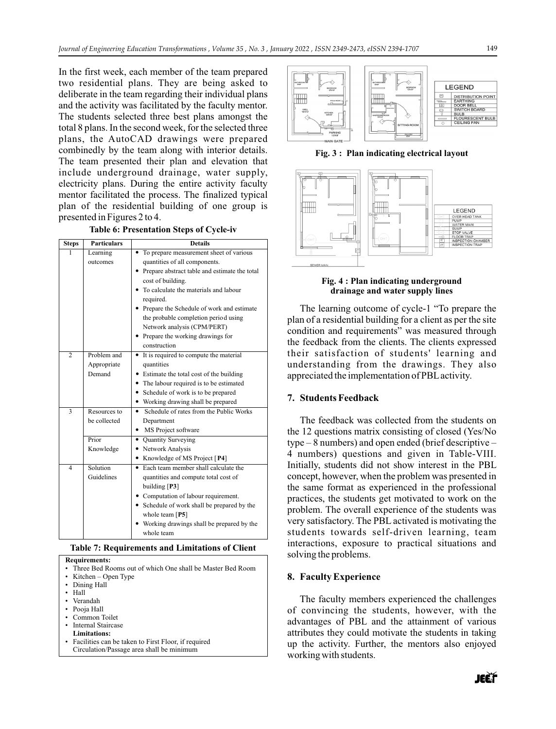In the first week, each member of the team prepared two residential plans. They are being asked to deliberate in the team regarding their individual plans and the activity was facilitated by the faculty mentor. The students selected three best plans amongst the total 8 plans. In the second week, for the selected three plans, the AutoCAD drawings were prepared combinedly by the team along with interior details. The team presented their plan and elevation that include underground drainage, water supply, electricity plans. During the entire activity faculty mentor facilitated the process. The finalized typical plan of the residential building of one group is presented in Figures 2 to 4.

**Table 6: Presentation Steps of Cycle-iv**

| Steps | Particulars | Details |
|---|---|---|
| 1 | Learning outcomes | • To prepare measurement sheet of various quantities of all components.<br>• Prepare abstract table and estimate the total cost of building.<br>• To calculate the materials and labour required.<br>• Prepare the Schedule of work and estimate the probable completion period using Network analysis (CPM/PERT)<br>• Prepare the working drawings for construction |
| 2 | Problem and Appropriate Demand | • It is required to compute the material quantities<br>• Estimate the total cost of the building<br>• The labour required is to be estimated<br>• Schedule of work is to be prepared<br>• Working drawing shall be prepared |
| 3 | Resources to be collected | • Schedule of rates from the Public Works Department<br>• MS Project software |
| | Prior Knowledge | • Quantity Surveying<br>• Network Analysis<br>• Knowledge of MS Project [**P4**] |
| 4 | Solution Guidelines | • Each team member shall calculate the quantities and compute total cost of building [**P3**]<br>• Computation of labour requirement.<br>• Schedule of work shall be prepared by the whole team [**P5**]<br>• Working drawings shall be prepared by the whole team |

**Table 7: Requirements and Limitations of Client**

**Requirements:**
- Three Bed Rooms out of which One shall be Master Bed Room
- Kitchen – Open Type
- Dining Hall
- Hall
- Verandah
- Pooja Hall
- Common Toilet
- Internal Staircase

**Limitations:**
- Facilities can be taken to First Floor, if required
  Circulation/Passage area shall be minimum

**Fig. 3 : Plan indicating electrical layout**

**Fig. 4 : Plan indicating underground drainage and water supply lines**

The learning outcome of cycle-1 "To prepare the plan of a residential building for a client as per the site condition and requirements" was measured through the feedback from the clients. The clients expressed their satisfaction of students' learning and understanding from the drawings. They also appreciated the implementation of PBL activity.

## 7. Students Feedback

The feedback was collected from the students on the 12 questions matrix consisting of closed (Yes/No type – 8 numbers) and open ended (brief descriptive – 4 numbers) questions and given in Table-VIII. Initially, students did not show interest in the PBL concept, however, when the problem was presented in the same format as experienced in the professional practices, the students get motivated to work on the problem. The overall experience of the students was very satisfactory. The PBL activated is motivating the students towards self-driven learning, team interactions, exposure to practical situations and solving the problems.

## 8. Faculty Experience

The faculty members experienced the challenges of convincing the students, however, with the advantages of PBL and the attainment of various attributes they could motivate the students in taking up the activity. Further, the mentors also enjoyed working with students.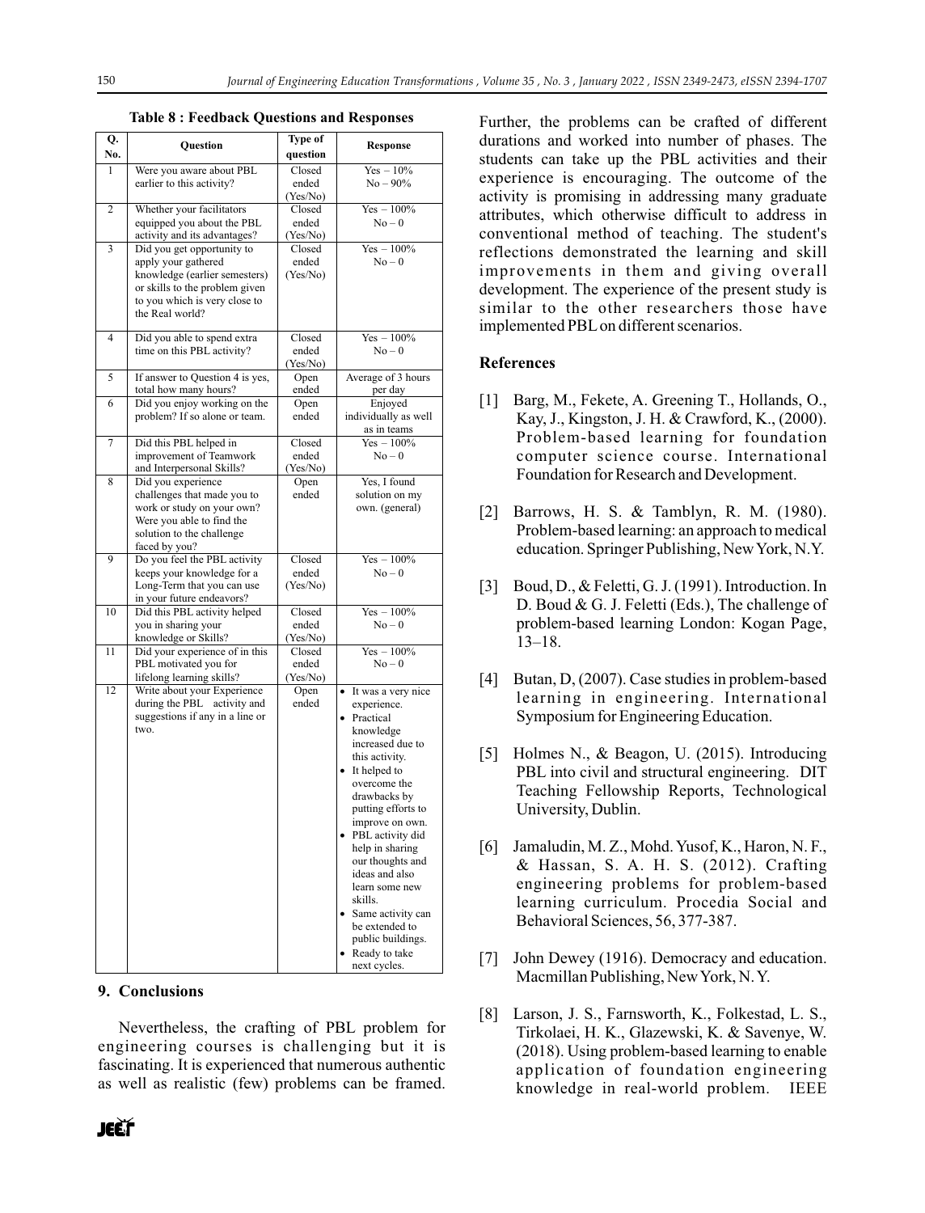**Table 8 : Feedback Questions and Responses**

| Q. No. | Question | Type of question | Response |
|---|---|---|---|
| 1 | Were you aware about PBL earlier to this activity? | Closed ended (Yes/No) | Yes – 10% No – 90% |
| 2 | Whether your facilitators equipped you about the PBL activity and its advantages? | Closed ended (Yes/No) | Yes – 100% No – 0 |
| 3 | Did you get opportunity to apply your gathered knowledge (earlier semesters) or skills to the problem given to you which is very close to the Real world? | Closed ended (Yes/No) | Yes – 100% No – 0 |
| 4 | Did you able to spend extra time on this PBL activity? | Closed ended (Yes/No) | Yes – 100% No – 0 |
| 5 | If answer to Question 4 is yes, total how many hours? | Open ended | Average of 3 hours per day |
| 6 | Did you enjoy working on the problem? If so alone or team. | Open ended | Enjoyed individually as well as in teams |
| 7 | Did this PBL helped in improvement of Teamwork and Interpersonal Skills? | Closed ended (Yes/No) | Yes – 100% No – 0 |
| 8 | Did you experience challenges that made you to work or study on your own? Were you able to find the solution to the challenge faced by you? | Open ended | Yes, I found solution on my own. (general) |
| 9 | Do you feel the PBL activity keeps your knowledge for a Long-Term that you can use in your future endeavors? | Closed ended (Yes/No) | Yes – 100% No – 0 |
| 10 | Did this PBL activity helped you in sharing your knowledge or Skills? | Closed ended (Yes/No) | Yes – 100% No – 0 |
| 11 | Did your experience of in this PBL motivated you for lifelong learning skills? | Closed ended (Yes/No) | Yes – 100% No – 0 |
| 12 | Write about your Experience during the PBL activity and suggestions if any in a line or two. | Open ended | • It was a very nice experience. • Practical knowledge increased due to this activity. • It helped to overcome the drawbacks by putting efforts to improve on own. • PBL activity did help in sharing our thoughts and ideas and also learn some new skills. • Same activity can be extended to public buildings. • Ready to take next cycles. |

## 9. Conclusions

Nevertheless, the crafting of PBL problem for engineering courses is challenging but it is fascinating. It is experienced that numerous authentic as well as realistic (few) problems can be framed. Further, the problems can be crafted of different durations and worked into number of phases. The students can take up the PBL activities and their experience is encouraging. The outcome of the activity is promising in addressing many graduate attributes, which otherwise difficult to address in conventional method of teaching. The student's reflections demonstrated the learning and skill improvements in them and giving overall development. The experience of the present study is similar to the other researchers those have implemented PBL on different scenarios.

## References

[1] Barg, M., Fekete, A. Greening T., Hollands, O., Kay, J., Kingston, J. H. & Crawford, K., (2000). Problem-based learning for foundation computer science course. International Foundation for Research and Development.

[2] Barrows, H. S. & Tamblyn, R. M. (1980). Problem-based learning: an approach to medical education. Springer Publishing, New York, N.Y.

[3] Boud, D., & Feletti, G. J. (1991). Introduction. In D. Boud & G. J. Feletti (Eds.), The challenge of problem-based learning London: Kogan Page, 13–18.

[4] Butan, D, (2007). Case studies in problem-based learning in engineering. International Symposium for Engineering Education.

[5] Holmes N., & Beagon, U. (2015). Introducing PBL into civil and structural engineering. DIT Teaching Fellowship Reports, Technological University, Dublin.

[6] Jamaludin, M. Z., Mohd. Yusof, K., Haron, N. F., & Hassan, S. A. H. S. (2012). Crafting engineering problems for problem-based learning curriculum. Procedia Social and Behavioral Sciences, 56, 377-387.

[7] John Dewey (1916). Democracy and education. Macmillan Publishing, New York, N. Y.

[8] Larson, J. S., Farnsworth, K., Folkestad, L. S., Tirkolaei, H. K., Glazewski, K. & Savenye, W. (2018). Using problem-based learning to enable application of foundation engineering knowledge in real-world problem. IEEE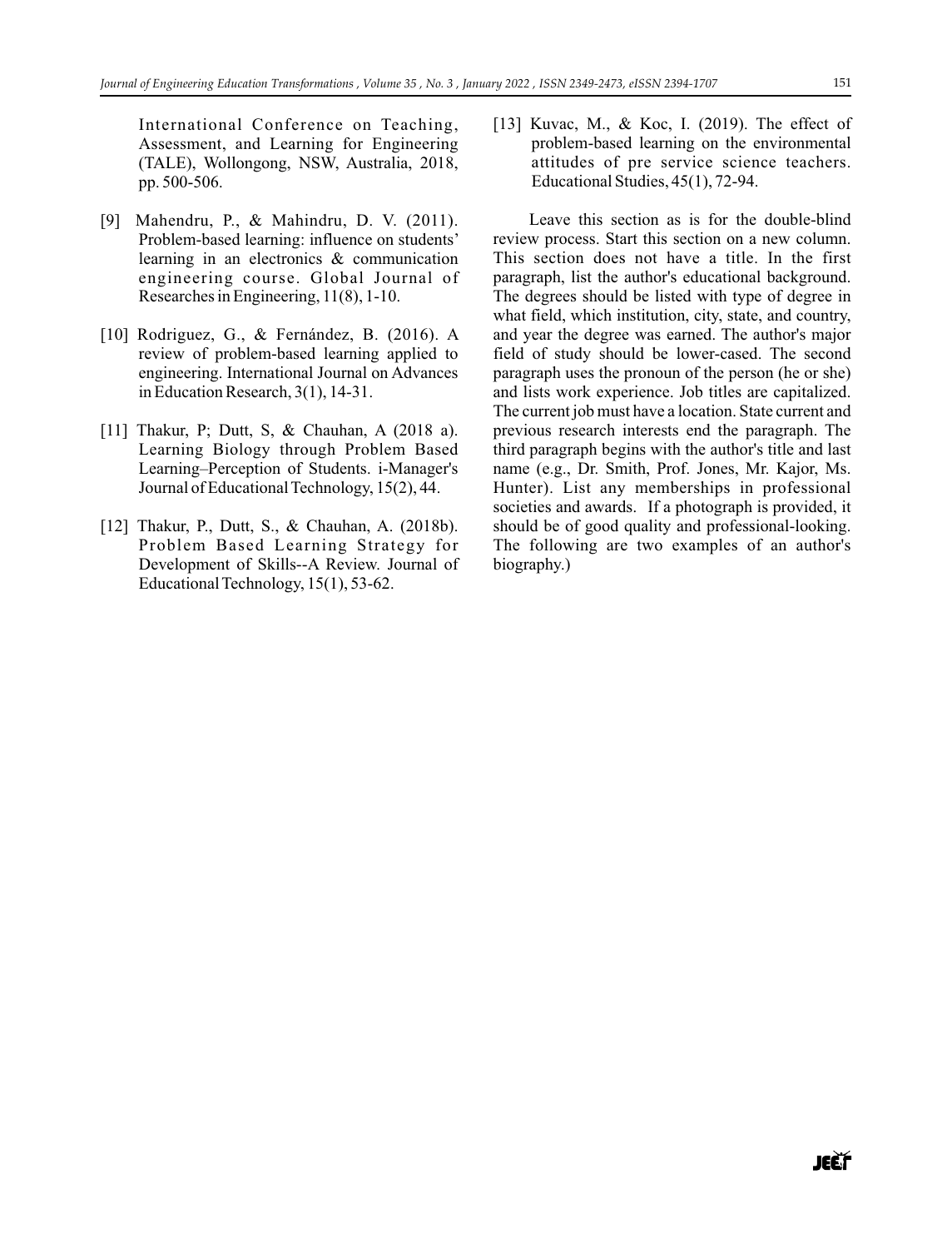International Conference on Teaching, Assessment, and Learning for Engineering (TALE), Wollongong, NSW, Australia, 2018, pp. 500-506.

[9] Mahendru, P., & Mahindru, D. V. (2011). Problem-based learning: influence on students' learning in an electronics & communication engineering course. Global Journal of Researches in Engineering, 11(8), 1-10.

[10] Rodriguez, G., & Fernández, B. (2016). A review of problem-based learning applied to engineering. International Journal on Advances in Education Research, 3(1), 14-31.

[11] Thakur, P; Dutt, S, & Chauhan, A (2018 a). Learning Biology through Problem Based Learning–Perception of Students. i-Manager's Journal of Educational Technology, 15(2), 44.

[12] Thakur, P., Dutt, S., & Chauhan, A. (2018b). Problem Based Learning Strategy for Development of Skills--A Review. Journal of Educational Technology, 15(1), 53-62.

[13] Kuvac, M., & Koc, I. (2019). The effect of problem-based learning on the environmental attitudes of pre service science teachers. Educational Studies, 45(1), 72-94.

Leave this section as is for the double-blind review process. Start this section on a new column. This section does not have a title. In the first paragraph, list the author's educational background. The degrees should be listed with type of degree in what field, which institution, city, state, and country, and year the degree was earned. The author's major field of study should be lower-cased. The second paragraph uses the pronoun of the person (he or she) and lists work experience. Job titles are capitalized. The current job must have a location. State current and previous research interests end the paragraph. The third paragraph begins with the author's title and last name (e.g., Dr. Smith, Prof. Jones, Mr. Kajor, Ms. Hunter). List any memberships in professional societies and awards. If a photograph is provided, it should be of good quality and professional-looking. The following are two examples of an author's biography.)